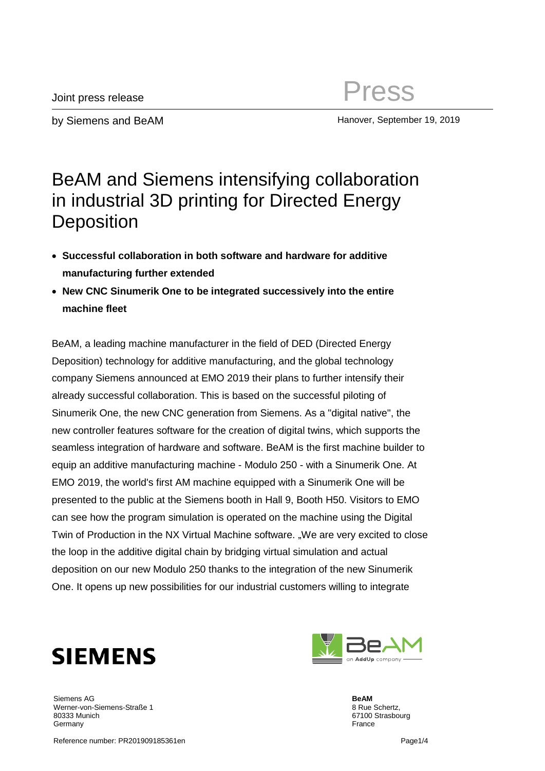Joint press release

by Siemens and BeAM

Press

Hanover, September 19, 2019

# BeAM and Siemens intensifying collaboration in industrial 3D printing for Directed Energy Deposition

- **Successful collaboration in both software and hardware for additive manufacturing further extended**
- **New CNC Sinumerik One to be integrated successively into the entire machine fleet**

BeAM, a leading machine manufacturer in the field of DED (Directed Energy Deposition) technology for additive manufacturing, and the global technology company Siemens announced at EMO 2019 their plans to further intensify their already successful collaboration. This is based on the successful piloting of Sinumerik One, the new CNC generation from Siemens. As a "digital native", the new controller features software for the creation of digital twins, which supports the seamless integration of hardware and software. BeAM is the first machine builder to equip an additive manufacturing machine - Modulo 250 - with a Sinumerik One. At EMO 2019, the world's first AM machine equipped with a Sinumerik One will be presented to the public at the Siemens booth in Hall 9, Booth H50. Visitors to EMO can see how the program simulation is operated on the machine using the Digital Twin of Production in the NX Virtual Machine software. „We are very excited to close the loop in the additive digital chain by bridging virtual simulation and actual deposition on our new Modulo 250 thanks to the integration of the new Sinumerik One. It opens up new possibilities for our industrial customers willing to integrate

Siemens AG
Werner-von-Siemens-Straße 1
80333 Munich
Germany

**BeAM**
8 Rue Schertz,
67100 Strasbourg
France

Reference number: PR201909185361en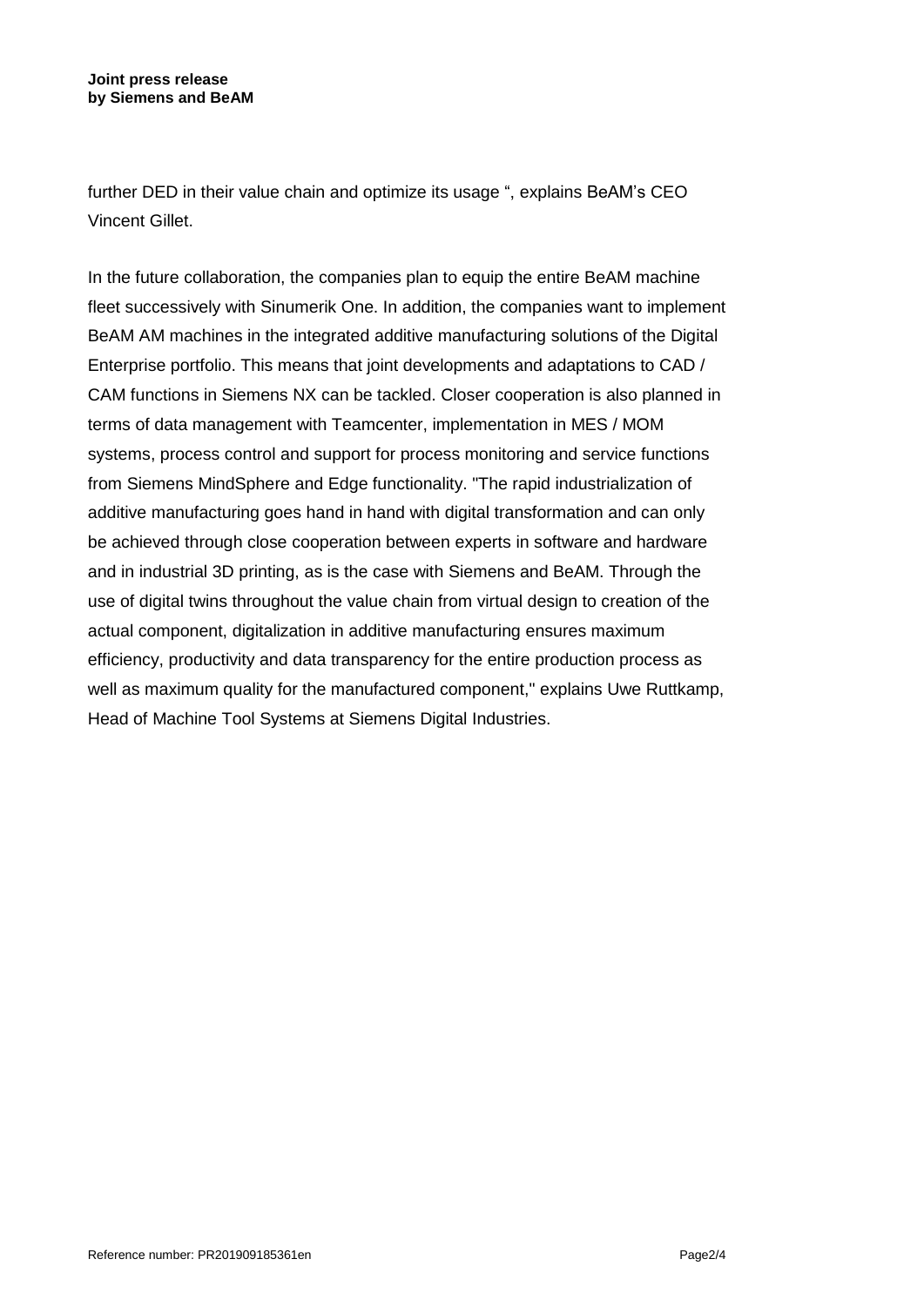further DED in their value chain and optimize its usage ", explains BeAM's CEO Vincent Gillet.

In the future collaboration, the companies plan to equip the entire BeAM machine fleet successively with Sinumerik One. In addition, the companies want to implement BeAM AM machines in the integrated additive manufacturing solutions of the Digital Enterprise portfolio. This means that joint developments and adaptations to CAD / CAM functions in Siemens NX can be tackled. Closer cooperation is also planned in terms of data management with Teamcenter, implementation in MES / MOM systems, process control and support for process monitoring and service functions from Siemens MindSphere and Edge functionality. "The rapid industrialization of additive manufacturing goes hand in hand with digital transformation and can only be achieved through close cooperation between experts in software and hardware and in industrial 3D printing, as is the case with Siemens and BeAM. Through the use of digital twins throughout the value chain from virtual design to creation of the actual component, digitalization in additive manufacturing ensures maximum efficiency, productivity and data transparency for the entire production process as well as maximum quality for the manufactured component," explains Uwe Ruttkamp, Head of Machine Tool Systems at Siemens Digital Industries.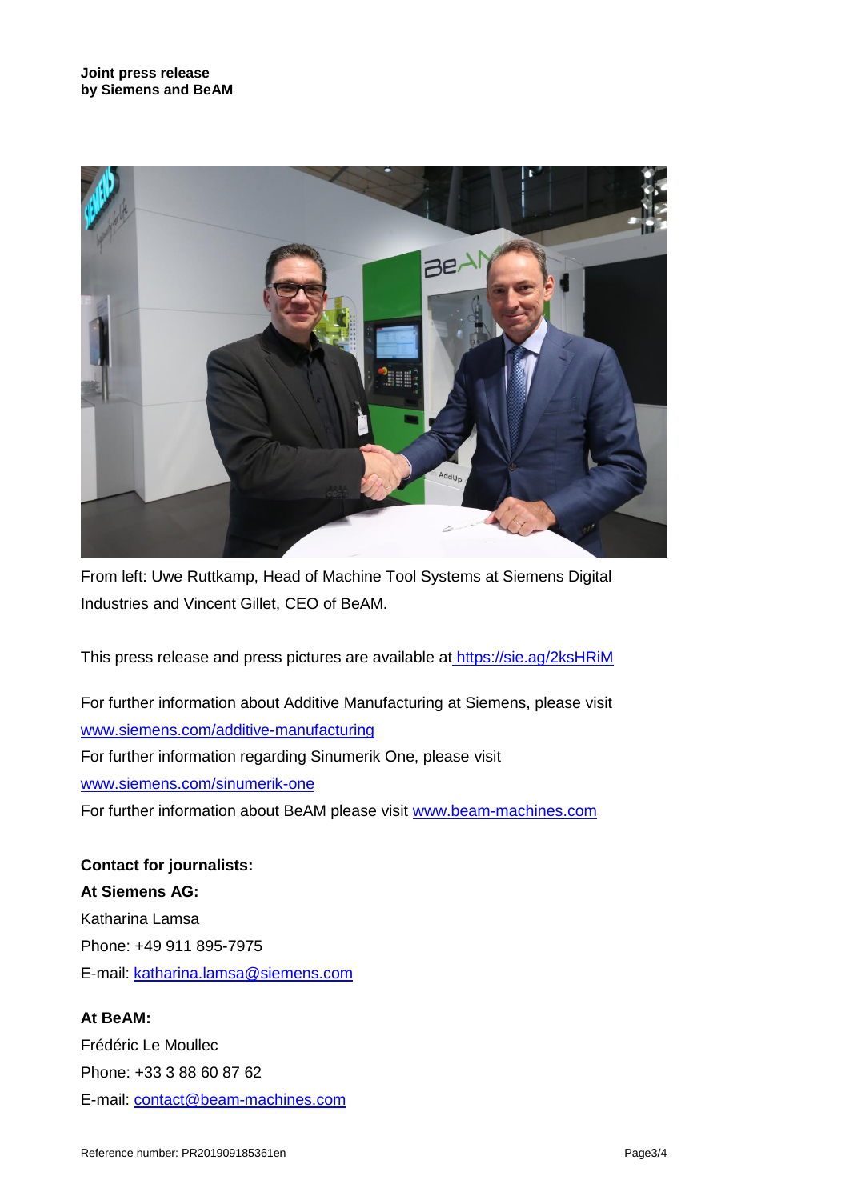**Joint press release by Siemens and BeAM**

From left: Uwe Ruttkamp, Head of Machine Tool Systems at Siemens Digital Industries and Vincent Gillet, CEO of BeAM.

This press release and press pictures are available at https://sie.ag/2ksHRiM

For further information about Additive Manufacturing at Siemens, please visit www.siemens.com/additive-manufacturing

For further information regarding Sinumerik One, please visit www.siemens.com/sinumerik-one

For further information about BeAM please visit www.beam-machines.com

**Contact for journalists:**

**At Siemens AG:**

Katharina Lamsa

Phone: +49 911 895-7975

E-mail: katharina.lamsa@siemens.com

**At BeAM:**

Frédéric Le Moullec

Phone: +33 3 88 60 87 62

E-mail: contact@beam-machines.com

Reference number: PR201909185361en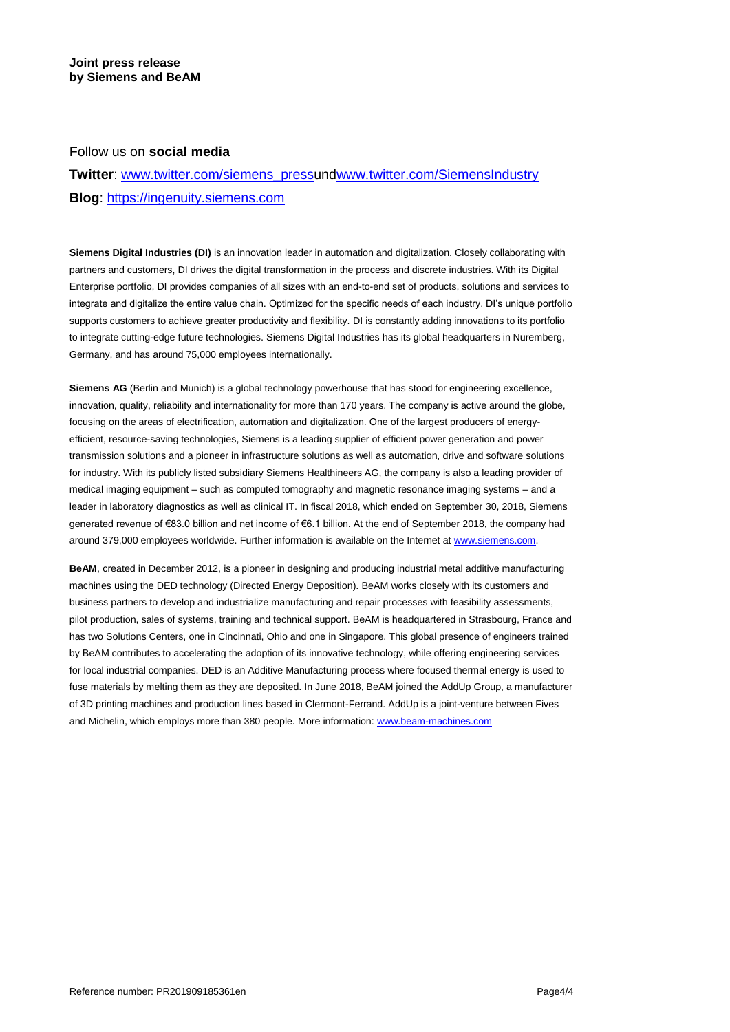**Joint press release**
**by Siemens and BeAM**

Follow us on **social media**

**Twitter**: [www.twitter.com/siemens_press](http://www.twitter.com/siemens_press)und[www.twitter.com/SiemensIndustry](http://www.twitter.com/SiemensIndustry)

**Blog**: [https://ingenuity.siemens.com](https://ingenuity.siemens.com)

**Siemens Digital Industries (DI)** is an innovation leader in automation and digitalization. Closely collaborating with partners and customers, DI drives the digital transformation in the process and discrete industries. With its Digital Enterprise portfolio, DI provides companies of all sizes with an end-to-end set of products, solutions and services to integrate and digitalize the entire value chain. Optimized for the specific needs of each industry, DI's unique portfolio supports customers to achieve greater productivity and flexibility. DI is constantly adding innovations to its portfolio to integrate cutting-edge future technologies. Siemens Digital Industries has its global headquarters in Nuremberg, Germany, and has around 75,000 employees internationally.

**Siemens AG** (Berlin and Munich) is a global technology powerhouse that has stood for engineering excellence, innovation, quality, reliability and internationality for more than 170 years. The company is active around the globe, focusing on the areas of electrification, automation and digitalization. One of the largest producers of energy-efficient, resource-saving technologies, Siemens is a leading supplier of efficient power generation and power transmission solutions and a pioneer in infrastructure solutions as well as automation, drive and software solutions for industry. With its publicly listed subsidiary Siemens Healthineers AG, the company is also a leading provider of medical imaging equipment – such as computed tomography and magnetic resonance imaging systems – and a leader in laboratory diagnostics as well as clinical IT. In fiscal 2018, which ended on September 30, 2018, Siemens generated revenue of €83.0 billion and net income of €6.1 billion. At the end of September 2018, the company had around 379,000 employees worldwide. Further information is available on the Internet at [www.siemens.com](http://www.siemens.com).

**BeAM**, created in December 2012, is a pioneer in designing and producing industrial metal additive manufacturing machines using the DED technology (Directed Energy Deposition). BeAM works closely with its customers and business partners to develop and industrialize manufacturing and repair processes with feasibility assessments, pilot production, sales of systems, training and technical support. BeAM is headquartered in Strasbourg, France and has two Solutions Centers, one in Cincinnati, Ohio and one in Singapore. This global presence of engineers trained by BeAM contributes to accelerating the adoption of its innovative technology, while offering engineering services for local industrial companies. DED is an Additive Manufacturing process where focused thermal energy is used to fuse materials by melting them as they are deposited. In June 2018, BeAM joined the AddUp Group, a manufacturer of 3D printing machines and production lines based in Clermont-Ferrand. AddUp is a joint-venture between Fives and Michelin, which employs more than 380 people. More information: [www.beam-machines.com](http://www.beam-machines.com)

Reference number: PR201909185361en